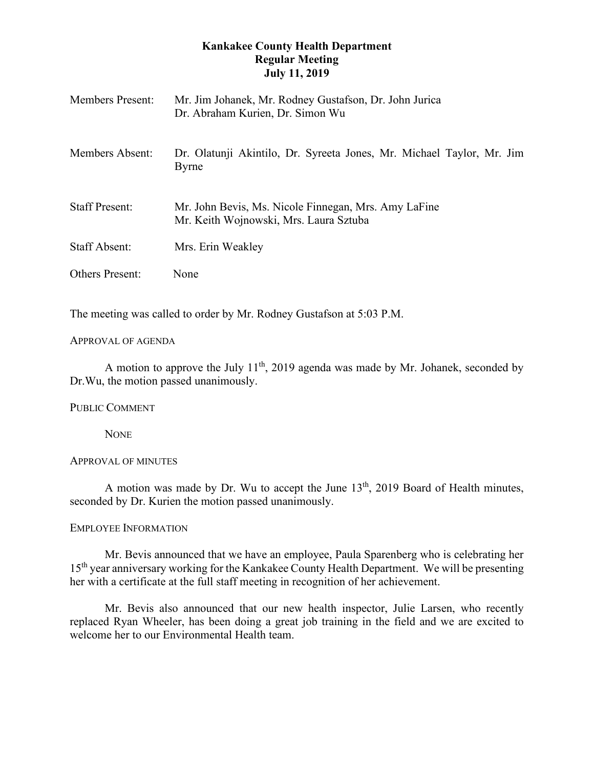**Kankakee County Health Department**
**Regular Meeting**
**July 11, 2019**

| | |
|---|---|
| Members Present: | Mr. Jim Johanek, Mr. Rodney Gustafson, Dr. John Jurica Dr. Abraham Kurien, Dr. Simon Wu |
| Members Absent: | Dr. Olatunji Akintilo, Dr. Syreeta Jones, Mr. Michael Taylor, Mr. Jim Byrne |
| Staff Present: | Mr. John Bevis, Ms. Nicole Finnegan, Mrs. Amy LaFine Mr. Keith Wojnowski, Mrs. Laura Sztuba |
| Staff Absent: | Mrs. Erin Weakley |
| Others Present: | None |

The meeting was called to order by Mr. Rodney Gustafson at 5:03 P.M.

APPROVAL OF AGENDA

A motion to approve the July 11th, 2019 agenda was made by Mr. Johanek, seconded by Dr.Wu, the motion passed unanimously.

PUBLIC COMMENT

NONE

APPROVAL OF MINUTES

A motion was made by Dr. Wu to accept the June 13th, 2019 Board of Health minutes, seconded by Dr. Kurien the motion passed unanimously.

EMPLOYEE INFORMATION

Mr. Bevis announced that we have an employee, Paula Sparenberg who is celebrating her 15th year anniversary working for the Kankakee County Health Department. We will be presenting her with a certificate at the full staff meeting in recognition of her achievement.

Mr. Bevis also announced that our new health inspector, Julie Larsen, who recently replaced Ryan Wheeler, has been doing a great job training in the field and we are excited to welcome her to our Environmental Health team.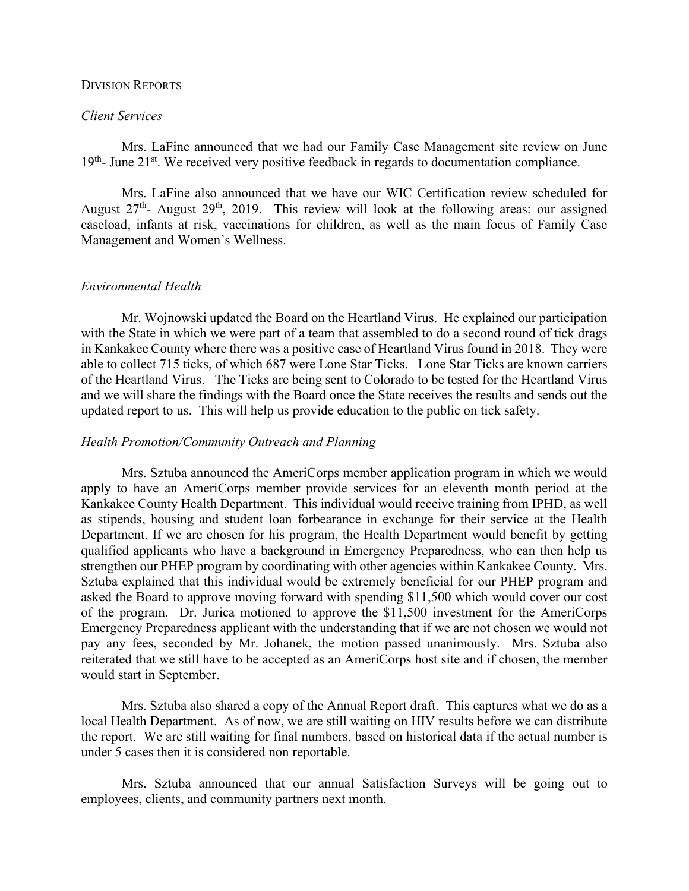DIVISION REPORTS

*Client Services*

Mrs. LaFine announced that we had our Family Case Management site review on June 19th- June 21st. We received very positive feedback in regards to documentation compliance.

Mrs. LaFine also announced that we have our WIC Certification review scheduled for August 27th- August 29th, 2019. This review will look at the following areas: our assigned caseload, infants at risk, vaccinations for children, as well as the main focus of Family Case Management and Women's Wellness.

*Environmental Health*

Mr. Wojnowski updated the Board on the Heartland Virus. He explained our participation with the State in which we were part of a team that assembled to do a second round of tick drags in Kankakee County where there was a positive case of Heartland Virus found in 2018. They were able to collect 715 ticks, of which 687 were Lone Star Ticks. Lone Star Ticks are known carriers of the Heartland Virus. The Ticks are being sent to Colorado to be tested for the Heartland Virus and we will share the findings with the Board once the State receives the results and sends out the updated report to us. This will help us provide education to the public on tick safety.

*Health Promotion/Community Outreach and Planning*

Mrs. Sztuba announced the AmeriCorps member application program in which we would apply to have an AmeriCorps member provide services for an eleventh month period at the Kankakee County Health Department. This individual would receive training from IPHD, as well as stipends, housing and student loan forbearance in exchange for their service at the Health Department. If we are chosen for his program, the Health Department would benefit by getting qualified applicants who have a background in Emergency Preparedness, who can then help us strengthen our PHEP program by coordinating with other agencies within Kankakee County. Mrs. Sztuba explained that this individual would be extremely beneficial for our PHEP program and asked the Board to approve moving forward with spending $11,500 which would cover our cost of the program. Dr. Jurica motioned to approve the $11,500 investment for the AmeriCorps Emergency Preparedness applicant with the understanding that if we are not chosen we would not pay any fees, seconded by Mr. Johanek, the motion passed unanimously. Mrs. Sztuba also reiterated that we still have to be accepted as an AmeriCorps host site and if chosen, the member would start in September.

Mrs. Sztuba also shared a copy of the Annual Report draft. This captures what we do as a local Health Department. As of now, we are still waiting on HIV results before we can distribute the report. We are still waiting for final numbers, based on historical data if the actual number is under 5 cases then it is considered non reportable.

Mrs. Sztuba announced that our annual Satisfaction Surveys will be going out to employees, clients, and community partners next month.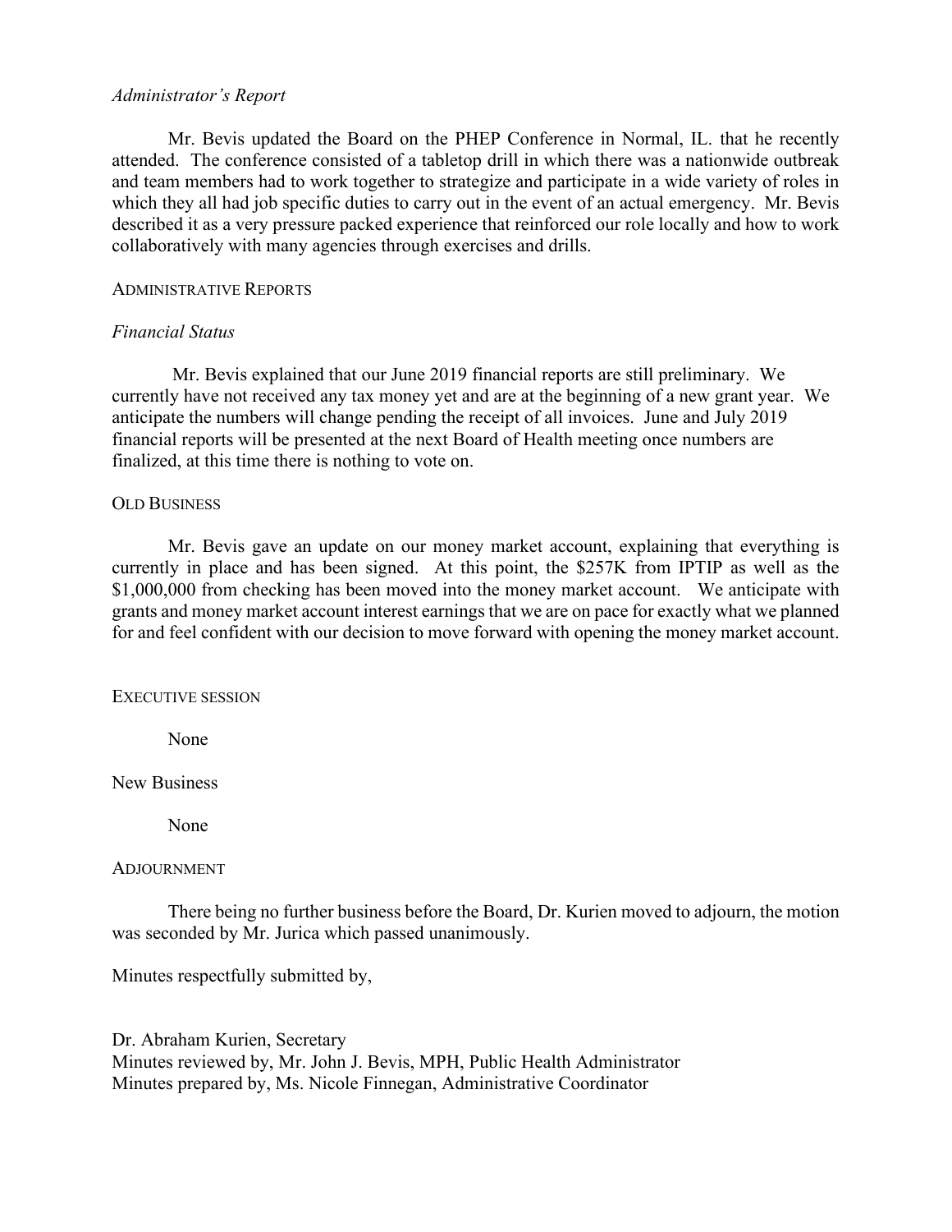*Administrator's Report*

Mr. Bevis updated the Board on the PHEP Conference in Normal, IL. that he recently attended. The conference consisted of a tabletop drill in which there was a nationwide outbreak and team members had to work together to strategize and participate in a wide variety of roles in which they all had job specific duties to carry out in the event of an actual emergency. Mr. Bevis described it as a very pressure packed experience that reinforced our role locally and how to work collaboratively with many agencies through exercises and drills.

ADMINISTRATIVE REPORTS

*Financial Status*

Mr. Bevis explained that our June 2019 financial reports are still preliminary. We currently have not received any tax money yet and are at the beginning of a new grant year. We anticipate the numbers will change pending the receipt of all invoices. June and July 2019 financial reports will be presented at the next Board of Health meeting once numbers are finalized, at this time there is nothing to vote on.

OLD BUSINESS

Mr. Bevis gave an update on our money market account, explaining that everything is currently in place and has been signed. At this point, the $257K from IPTIP as well as the $1,000,000 from checking has been moved into the money market account. We anticipate with grants and money market account interest earnings that we are on pace for exactly what we planned for and feel confident with our decision to move forward with opening the money market account.

EXECUTIVE SESSION

None

New Business

None

ADJOURNMENT

There being no further business before the Board, Dr. Kurien moved to adjourn, the motion was seconded by Mr. Jurica which passed unanimously.

Minutes respectfully submitted by,

Dr. Abraham Kurien, Secretary
Minutes reviewed by, Mr. John J. Bevis, MPH, Public Health Administrator
Minutes prepared by, Ms. Nicole Finnegan, Administrative Coordinator